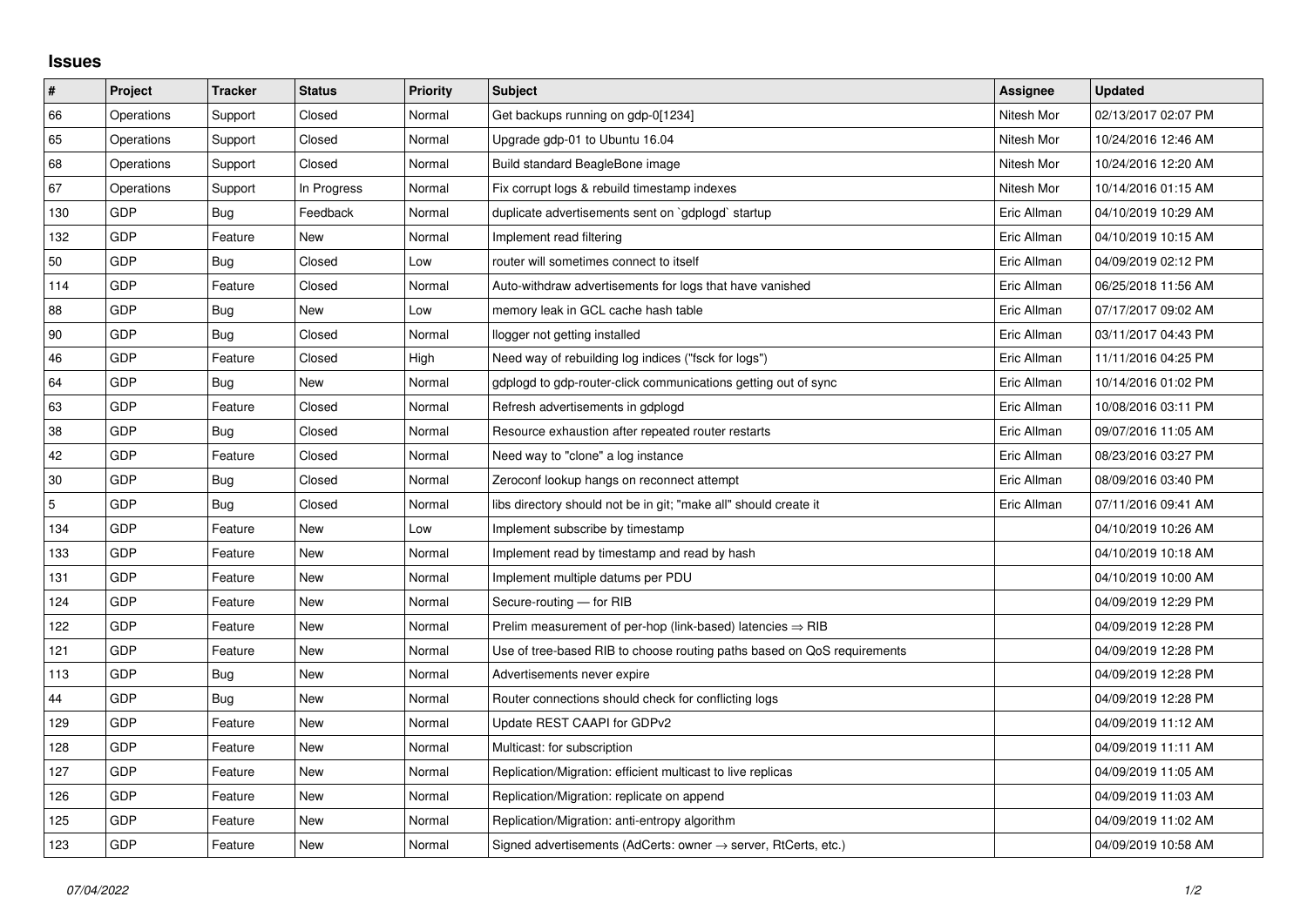## Issues

| # | Project | Tracker | Status | Priority | Subject | Assignee | Updated |
|---|---|---|---|---|---|---|---|
| 66 | Operations | Support | Closed | Normal | Get backups running on gdp-0[1234] | Nitesh Mor | 02/13/2017 02:07 PM |
| 65 | Operations | Support | Closed | Normal | Upgrade gdp-01 to Ubuntu 16.04 | Nitesh Mor | 10/24/2016 12:46 AM |
| 68 | Operations | Support | Closed | Normal | Build standard BeagleBone image | Nitesh Mor | 10/24/2016 12:20 AM |
| 67 | Operations | Support | In Progress | Normal | Fix corrupt logs & rebuild timestamp indexes | Nitesh Mor | 10/14/2016 01:15 AM |
| 130 | GDP | Bug | Feedback | Normal | duplicate advertisements sent on `gdplogd` startup | Eric Allman | 04/10/2019 10:29 AM |
| 132 | GDP | Feature | New | Normal | Implement read filtering | Eric Allman | 04/10/2019 10:15 AM |
| 50 | GDP | Bug | Closed | Low | router will sometimes connect to itself | Eric Allman | 04/09/2019 02:12 PM |
| 114 | GDP | Feature | Closed | Normal | Auto-withdraw advertisements for logs that have vanished | Eric Allman | 06/25/2018 11:56 AM |
| 88 | GDP | Bug | New | Low | memory leak in GCL cache hash table | Eric Allman | 07/17/2017 09:02 AM |
| 90 | GDP | Bug | Closed | Normal | llogger not getting installed | Eric Allman | 03/11/2017 04:43 PM |
| 46 | GDP | Feature | Closed | High | Need way of rebuilding log indices ("fsck for logs") | Eric Allman | 11/11/2016 04:25 PM |
| 64 | GDP | Bug | New | Normal | gdplogd to gdp-router-click communications getting out of sync | Eric Allman | 10/14/2016 01:02 PM |
| 63 | GDP | Feature | Closed | Normal | Refresh advertisements in gdplogd | Eric Allman | 10/08/2016 03:11 PM |
| 38 | GDP | Bug | Closed | Normal | Resource exhaustion after repeated router restarts | Eric Allman | 09/07/2016 11:05 AM |
| 42 | GDP | Feature | Closed | Normal | Need way to "clone" a log instance | Eric Allman | 08/23/2016 03:27 PM |
| 30 | GDP | Bug | Closed | Normal | Zeroconf lookup hangs on reconnect attempt | Eric Allman | 08/09/2016 03:40 PM |
| 5 | GDP | Bug | Closed | Normal | libs directory should not be in git; "make all" should create it | Eric Allman | 07/11/2016 09:41 AM |
| 134 | GDP | Feature | New | Low | Implement subscribe by timestamp | | 04/10/2019 10:26 AM |
| 133 | GDP | Feature | New | Normal | Implement read by timestamp and read by hash | | 04/10/2019 10:18 AM |
| 131 | GDP | Feature | New | Normal | Implement multiple datums per PDU | | 04/10/2019 10:00 AM |
| 124 | GDP | Feature | New | Normal | Secure-routing — for RIB | | 04/09/2019 12:29 PM |
| 122 | GDP | Feature | New | Normal | Prelim measurement of per-hop (link-based) latencies ⇒ RIB | | 04/09/2019 12:28 PM |
| 121 | GDP | Feature | New | Normal | Use of tree-based RIB to choose routing paths based on QoS requirements | | 04/09/2019 12:28 PM |
| 113 | GDP | Bug | New | Normal | Advertisements never expire | | 04/09/2019 12:28 PM |
| 44 | GDP | Bug | New | Normal | Router connections should check for conflicting logs | | 04/09/2019 12:28 PM |
| 129 | GDP | Feature | New | Normal | Update REST CAAPI for GDPv2 | | 04/09/2019 11:12 AM |
| 128 | GDP | Feature | New | Normal | Multicast: for subscription | | 04/09/2019 11:11 AM |
| 127 | GDP | Feature | New | Normal | Replication/Migration: efficient multicast to live replicas | | 04/09/2019 11:05 AM |
| 126 | GDP | Feature | New | Normal | Replication/Migration: replicate on append | | 04/09/2019 11:03 AM |
| 125 | GDP | Feature | New | Normal | Replication/Migration: anti-entropy algorithm | | 04/09/2019 11:02 AM |
| 123 | GDP | Feature | New | Normal | Signed advertisements (AdCerts: owner → server, RtCerts, etc.) | | 04/09/2019 10:58 AM |

*07/04/2022*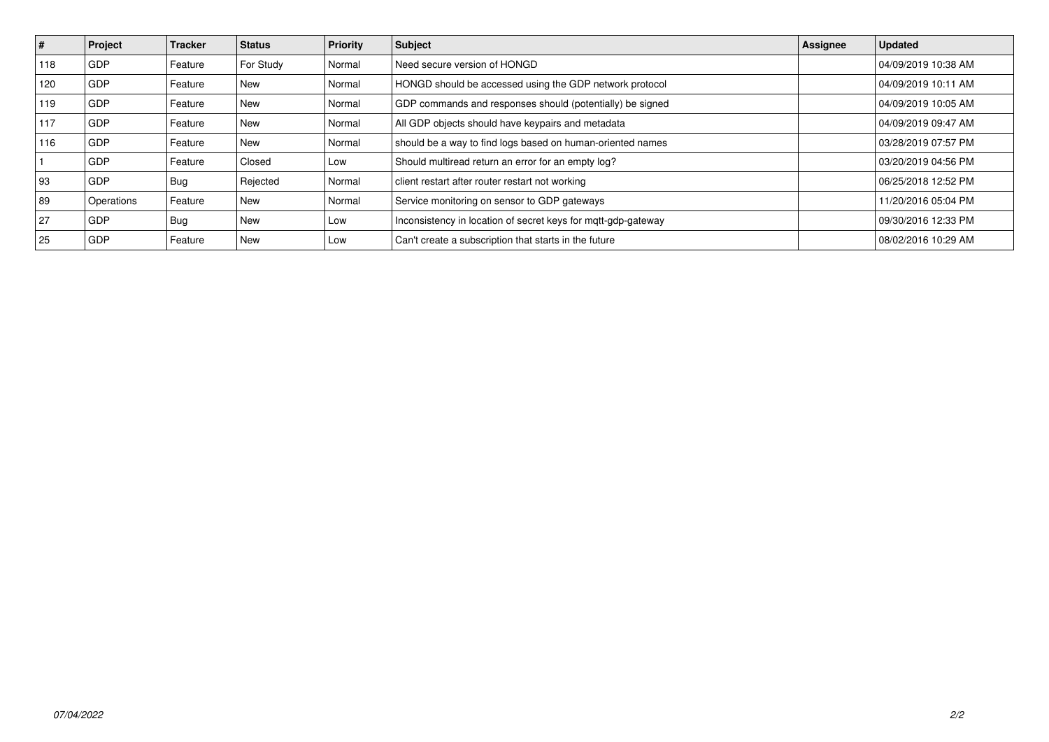| # | Project | Tracker | Status | Priority | Subject | Assignee | Updated |
|---|---|---|---|---|---|---|---|
| 118 | GDP | Feature | For Study | Normal | Need secure version of HONGD | | 04/09/2019 10:38 AM |
| 120 | GDP | Feature | New | Normal | HONGD should be accessed using the GDP network protocol | | 04/09/2019 10:11 AM |
| 119 | GDP | Feature | New | Normal | GDP commands and responses should (potentially) be signed | | 04/09/2019 10:05 AM |
| 117 | GDP | Feature | New | Normal | All GDP objects should have keypairs and metadata | | 04/09/2019 09:47 AM |
| 116 | GDP | Feature | New | Normal | should be a way to find logs based on human-oriented names | | 03/28/2019 07:57 PM |
| 1 | GDP | Feature | Closed | Low | Should multiread return an error for an empty log? | | 03/20/2019 04:56 PM |
| 93 | GDP | Bug | Rejected | Normal | client restart after router restart not working | | 06/25/2018 12:52 PM |
| 89 | Operations | Feature | New | Normal | Service monitoring on sensor to GDP gateways | | 11/20/2016 05:04 PM |
| 27 | GDP | Bug | New | Low | Inconsistency in location of secret keys for mqtt-gdp-gateway | | 09/30/2016 12:33 PM |
| 25 | GDP | Feature | New | Low | Can't create a subscription that starts in the future | | 08/02/2016 10:29 AM |